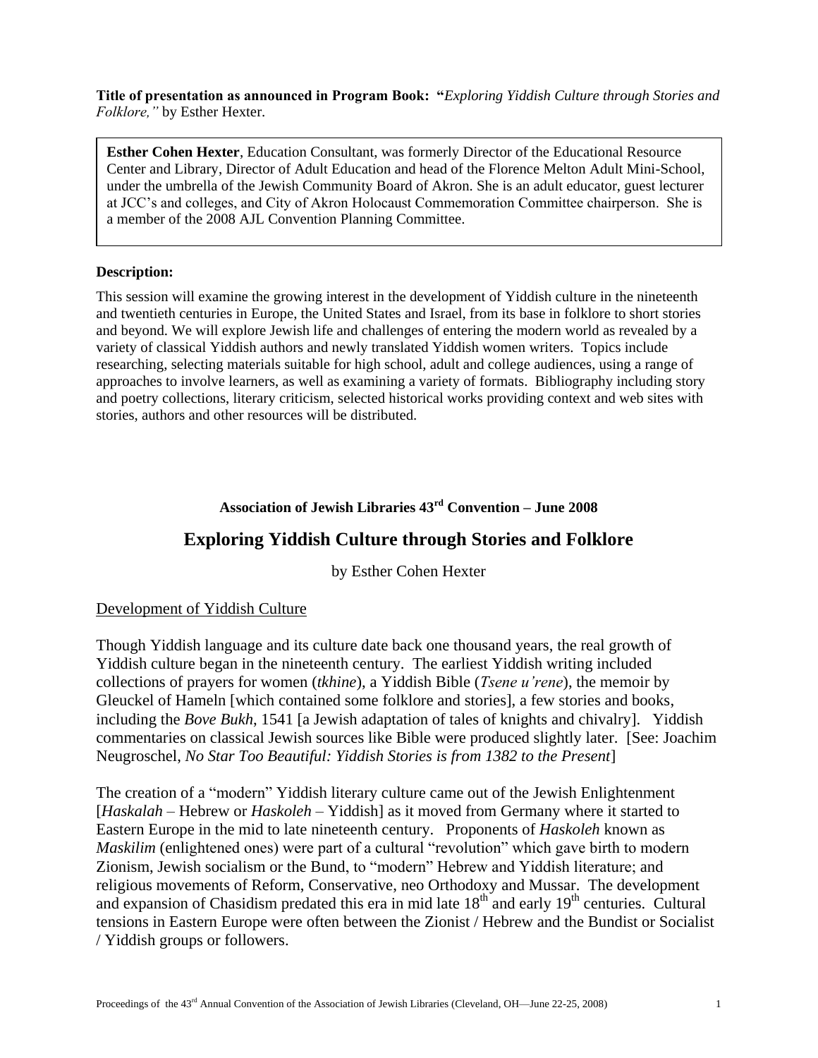**Title of presentation as announced in Program Book: "***Exploring Yiddish Culture through Stories and Folklore,"* by Esther Hexter.

**Esther Cohen Hexter**, Education Consultant, was formerly Director of the Educational Resource Center and Library, Director of Adult Education and head of the Florence Melton Adult Mini-School, under the umbrella of the Jewish Community Board of Akron. She is an adult educator, guest lecturer at JCC's and colleges, and City of Akron Holocaust Commemoration Committee chairperson. She is a member of the 2008 AJL Convention Planning Committee.

**Description:**

This session will examine the growing interest in the development of Yiddish culture in the nineteenth and twentieth centuries in Europe, the United States and Israel, from its base in folklore to short stories and beyond. We will explore Jewish life and challenges of entering the modern world as revealed by a variety of classical Yiddish authors and newly translated Yiddish women writers. Topics include researching, selecting materials suitable for high school, adult and college audiences, using a range of approaches to involve learners, as well as examining a variety of formats. Bibliography including story and poetry collections, literary criticism, selected historical works providing context and web sites with stories, authors and other resources will be distributed.

**Association of Jewish Libraries 43rd Convention – June 2008**

# Exploring Yiddish Culture through Stories and Folklore

by Esther Cohen Hexter

## Development of Yiddish Culture

Though Yiddish language and its culture date back one thousand years, the real growth of Yiddish culture began in the nineteenth century. The earliest Yiddish writing included collections of prayers for women (*tkhine*), a Yiddish Bible (*Tsene u'rene*), the memoir by Gleuckel of Hameln [which contained some folklore and stories], a few stories and books, including the *Bove Bukh*, 1541 [a Jewish adaptation of tales of knights and chivalry]. Yiddish commentaries on classical Jewish sources like Bible were produced slightly later. [See: Joachim Neugroschel, *No Star Too Beautiful: Yiddish Stories is from 1382 to the Present*]

The creation of a "modern" Yiddish literary culture came out of the Jewish Enlightenment [*Haskalah* – Hebrew or *Haskoleh* – Yiddish] as it moved from Germany where it started to Eastern Europe in the mid to late nineteenth century. Proponents of *Haskoleh* known as *Maskilim* (enlightened ones) were part of a cultural "revolution" which gave birth to modern Zionism, Jewish socialism or the Bund, to "modern" Hebrew and Yiddish literature; and religious movements of Reform, Conservative, neo Orthodoxy and Mussar. The development and expansion of Chasidism predated this era in mid late 18th and early 19th centuries. Cultural tensions in Eastern Europe were often between the Zionist / Hebrew and the Bundist or Socialist / Yiddish groups or followers.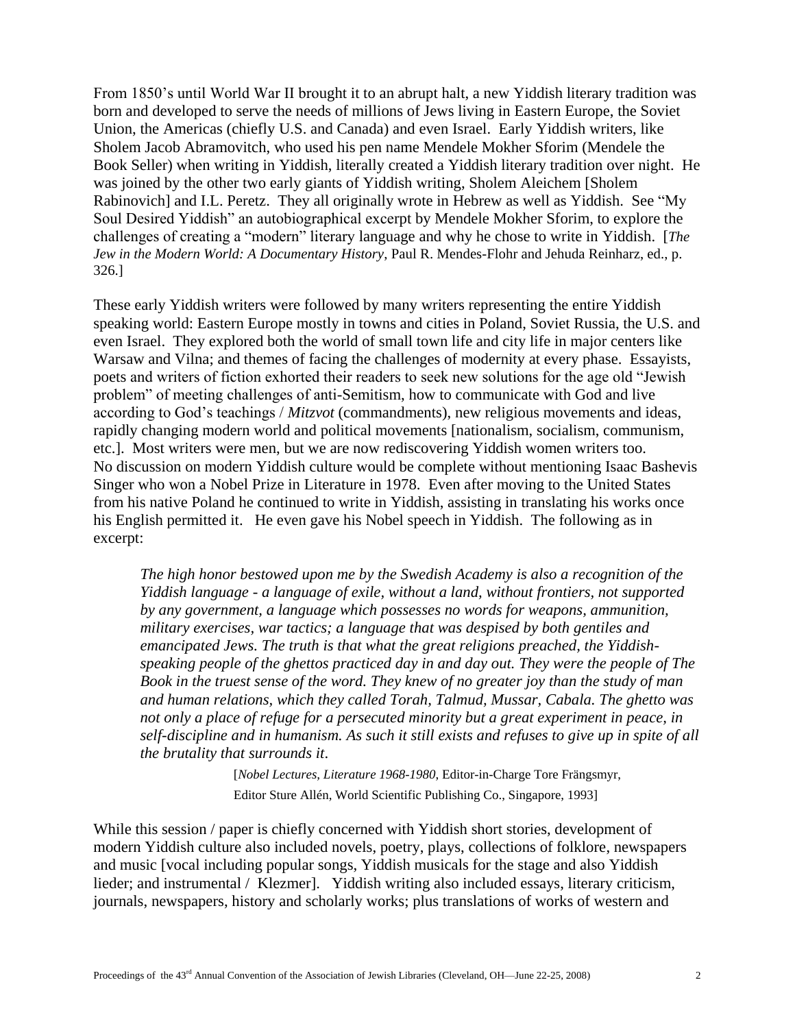From 1850's until World War II brought it to an abrupt halt, a new Yiddish literary tradition was born and developed to serve the needs of millions of Jews living in Eastern Europe, the Soviet Union, the Americas (chiefly U.S. and Canada) and even Israel. Early Yiddish writers, like Sholem Jacob Abramovitch, who used his pen name Mendele Mokher Sforim (Mendele the Book Seller) when writing in Yiddish, literally created a Yiddish literary tradition over night. He was joined by the other two early giants of Yiddish writing, Sholem Aleichem [Sholem Rabinovich] and I.L. Peretz. They all originally wrote in Hebrew as well as Yiddish. See "My Soul Desired Yiddish" an autobiographical excerpt by Mendele Mokher Sforim, to explore the challenges of creating a "modern" literary language and why he chose to write in Yiddish. [*The Jew in the Modern World: A Documentary History*, Paul R. Mendes-Flohr and Jehuda Reinharz, ed., p. 326.]

These early Yiddish writers were followed by many writers representing the entire Yiddish speaking world: Eastern Europe mostly in towns and cities in Poland, Soviet Russia, the U.S. and even Israel. They explored both the world of small town life and city life in major centers like Warsaw and Vilna; and themes of facing the challenges of modernity at every phase. Essayists, poets and writers of fiction exhorted their readers to seek new solutions for the age old "Jewish problem" of meeting challenges of anti-Semitism, how to communicate with God and live according to God's teachings / *Mitzvot* (commandments), new religious movements and ideas, rapidly changing modern world and political movements [nationalism, socialism, communism, etc.]. Most writers were men, but we are now rediscovering Yiddish women writers too. No discussion on modern Yiddish culture would be complete without mentioning Isaac Bashevis Singer who won a Nobel Prize in Literature in 1978. Even after moving to the United States from his native Poland he continued to write in Yiddish, assisting in translating his works once his English permitted it. He even gave his Nobel speech in Yiddish. The following as in excerpt:

> *The high honor bestowed upon me by the Swedish Academy is also a recognition of the Yiddish language - a language of exile, without a land, without frontiers, not supported by any government, a language which possesses no words for weapons, ammunition, military exercises, war tactics; a language that was despised by both gentiles and emancipated Jews. The truth is that what the great religions preached, the Yiddish-speaking people of the ghettos practiced day in and day out. They were the people of The Book in the truest sense of the word. They knew of no greater joy than the study of man and human relations, which they called Torah, Talmud, Mussar, Cabala. The ghetto was not only a place of refuge for a persecuted minority but a great experiment in peace, in self-discipline and in humanism. As such it still exists and refuses to give up in spite of all the brutality that surrounds it.*
>
> [*Nobel Lectures, Literature 1968-1980*, Editor-in-Charge Tore Frängsmyr, Editor Sture Allén, World Scientific Publishing Co., Singapore, 1993]

While this session / paper is chiefly concerned with Yiddish short stories, development of modern Yiddish culture also included novels, poetry, plays, collections of folklore, newspapers and music [vocal including popular songs, Yiddish musicals for the stage and also Yiddish lieder; and instrumental / Klezmer]. Yiddish writing also included essays, literary criticism, journals, newspapers, history and scholarly works; plus translations of works of western and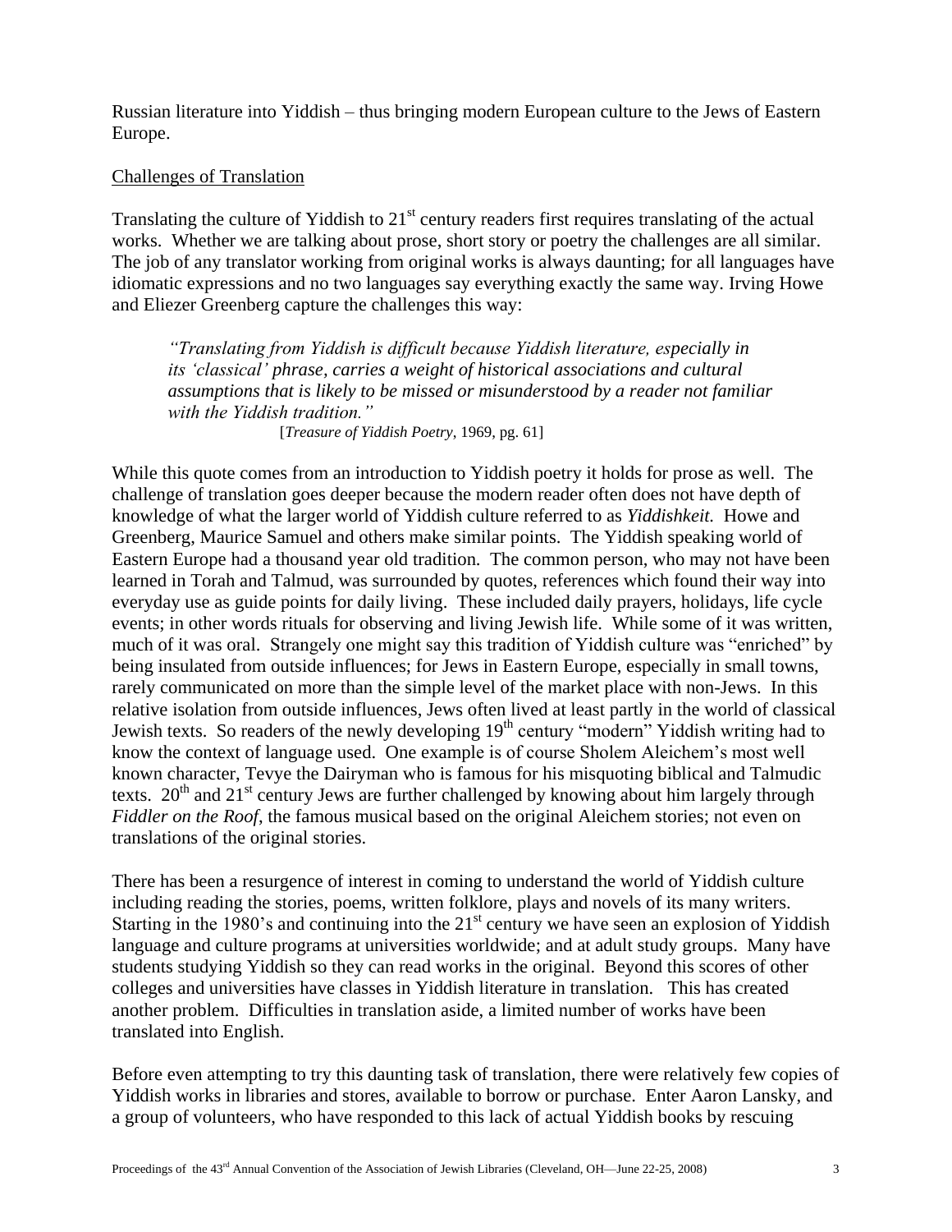Russian literature into Yiddish – thus bringing modern European culture to the Jews of Eastern Europe.

## Challenges of Translation

Translating the culture of Yiddish to 21st century readers first requires translating of the actual works. Whether we are talking about prose, short story or poetry the challenges are all similar. The job of any translator working from original works is always daunting; for all languages have idiomatic expressions and no two languages say everything exactly the same way. Irving Howe and Eliezer Greenberg capture the challenges this way:

> *"Translating from Yiddish is difficult because Yiddish literature, especially in its 'classical' phrase, carries a weight of historical associations and cultural assumptions that is likely to be missed or misunderstood by a reader not familiar with the Yiddish tradition."*
>
> [*Treasure of Yiddish Poetry*, 1969, pg. 61]

While this quote comes from an introduction to Yiddish poetry it holds for prose as well. The challenge of translation goes deeper because the modern reader often does not have depth of knowledge of what the larger world of Yiddish culture referred to as *Yiddishkeit.* Howe and Greenberg, Maurice Samuel and others make similar points. The Yiddish speaking world of Eastern Europe had a thousand year old tradition. The common person, who may not have been learned in Torah and Talmud, was surrounded by quotes, references which found their way into everyday use as guide points for daily living. These included daily prayers, holidays, life cycle events; in other words rituals for observing and living Jewish life. While some of it was written, much of it was oral. Strangely one might say this tradition of Yiddish culture was "enriched" by being insulated from outside influences; for Jews in Eastern Europe, especially in small towns, rarely communicated on more than the simple level of the market place with non-Jews. In this relative isolation from outside influences, Jews often lived at least partly in the world of classical Jewish texts. So readers of the newly developing 19th century "modern" Yiddish writing had to know the context of language used. One example is of course Sholem Aleichem's most well known character, Tevye the Dairyman who is famous for his misquoting biblical and Talmudic texts. 20th and 21st century Jews are further challenged by knowing about him largely through *Fiddler on the Roof*, the famous musical based on the original Aleichem stories; not even on translations of the original stories.

There has been a resurgence of interest in coming to understand the world of Yiddish culture including reading the stories, poems, written folklore, plays and novels of its many writers. Starting in the 1980's and continuing into the 21st century we have seen an explosion of Yiddish language and culture programs at universities worldwide; and at adult study groups. Many have students studying Yiddish so they can read works in the original. Beyond this scores of other colleges and universities have classes in Yiddish literature in translation. This has created another problem. Difficulties in translation aside, a limited number of works have been translated into English.

Before even attempting to try this daunting task of translation, there were relatively few copies of Yiddish works in libraries and stores, available to borrow or purchase. Enter Aaron Lansky, and a group of volunteers, who have responded to this lack of actual Yiddish books by rescuing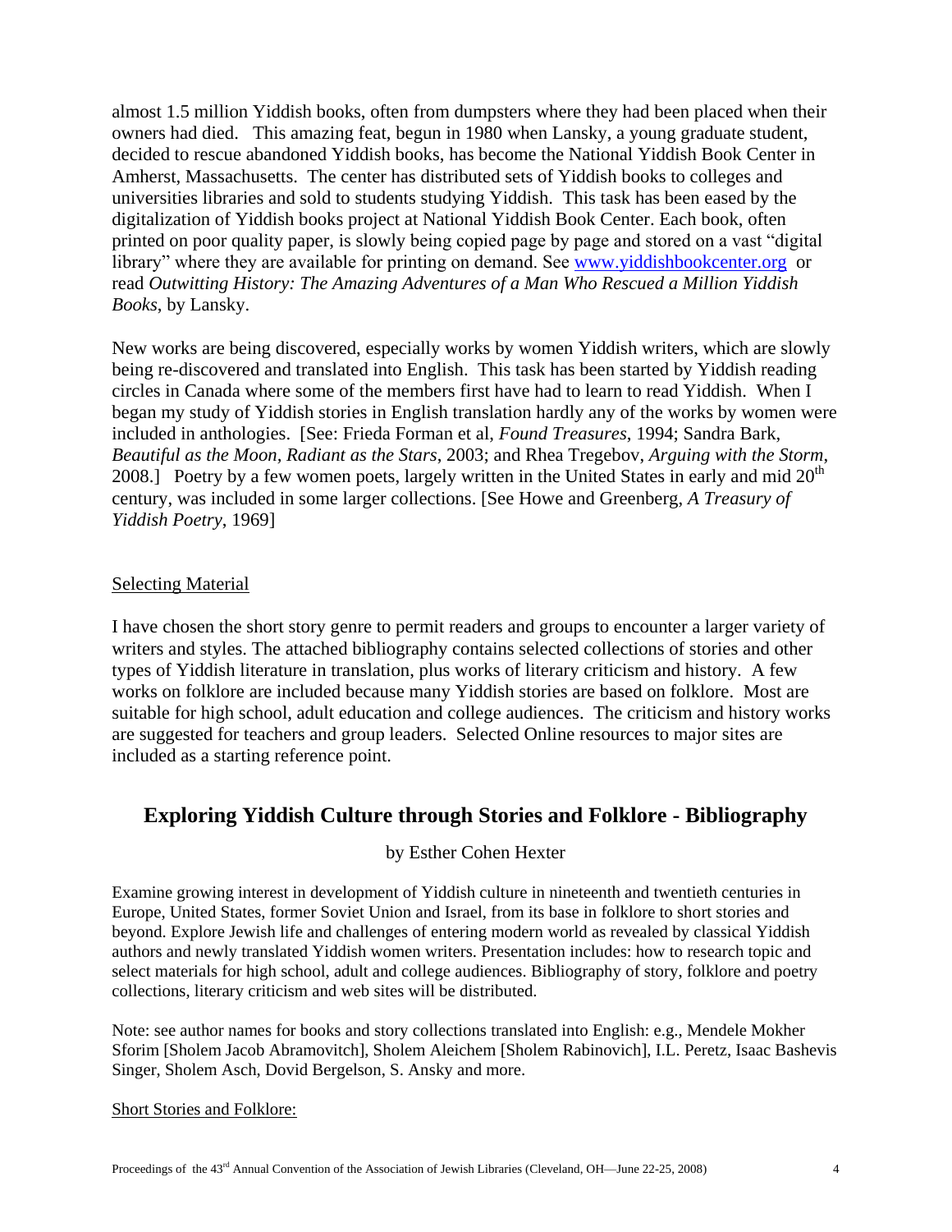almost 1.5 million Yiddish books, often from dumpsters where they had been placed when their owners had died. This amazing feat, begun in 1980 when Lansky, a young graduate student, decided to rescue abandoned Yiddish books, has become the National Yiddish Book Center in Amherst, Massachusetts. The center has distributed sets of Yiddish books to colleges and universities libraries and sold to students studying Yiddish. This task has been eased by the digitalization of Yiddish books project at National Yiddish Book Center. Each book, often printed on poor quality paper, is slowly being copied page by page and stored on a vast "digital library" where they are available for printing on demand. See [www.yiddishbookcenter.org](http://www.yiddishbookcenter.org) or read *Outwitting History: The Amazing Adventures of a Man Who Rescued a Million Yiddish Books*, by Lansky.

New works are being discovered, especially works by women Yiddish writers, which are slowly being re-discovered and translated into English. This task has been started by Yiddish reading circles in Canada where some of the members first have had to learn to read Yiddish. When I began my study of Yiddish stories in English translation hardly any of the works by women were included in anthologies. [See: Frieda Forman et al, *Found Treasures*, 1994; Sandra Bark, *Beautiful as the Moon, Radiant as the Stars*, 2003; and Rhea Tregebov, *Arguing with the Storm*, 2008.] Poetry by a few women poets, largely written in the United States in early and mid 20th century, was included in some larger collections. [See Howe and Greenberg, *A Treasury of Yiddish Poetry*, 1969]

Selecting Material

I have chosen the short story genre to permit readers and groups to encounter a larger variety of writers and styles. The attached bibliography contains selected collections of stories and other types of Yiddish literature in translation, plus works of literary criticism and history. A few works on folklore are included because many Yiddish stories are based on folklore. Most are suitable for high school, adult education and college audiences. The criticism and history works are suggested for teachers and group leaders. Selected Online resources to major sites are included as a starting reference point.

## Exploring Yiddish Culture through Stories and Folklore - Bibliography

by Esther Cohen Hexter

Examine growing interest in development of Yiddish culture in nineteenth and twentieth centuries in Europe, United States, former Soviet Union and Israel, from its base in folklore to short stories and beyond. Explore Jewish life and challenges of entering modern world as revealed by classical Yiddish authors and newly translated Yiddish women writers. Presentation includes: how to research topic and select materials for high school, adult and college audiences. Bibliography of story, folklore and poetry collections, literary criticism and web sites will be distributed.

Note: see author names for books and story collections translated into English: e.g., Mendele Mokher Sforim [Sholem Jacob Abramovitch], Sholem Aleichem [Sholem Rabinovich], I.L. Peretz, Isaac Bashevis Singer, Sholem Asch, Dovid Bergelson, S. Ansky and more.

Short Stories and Folklore: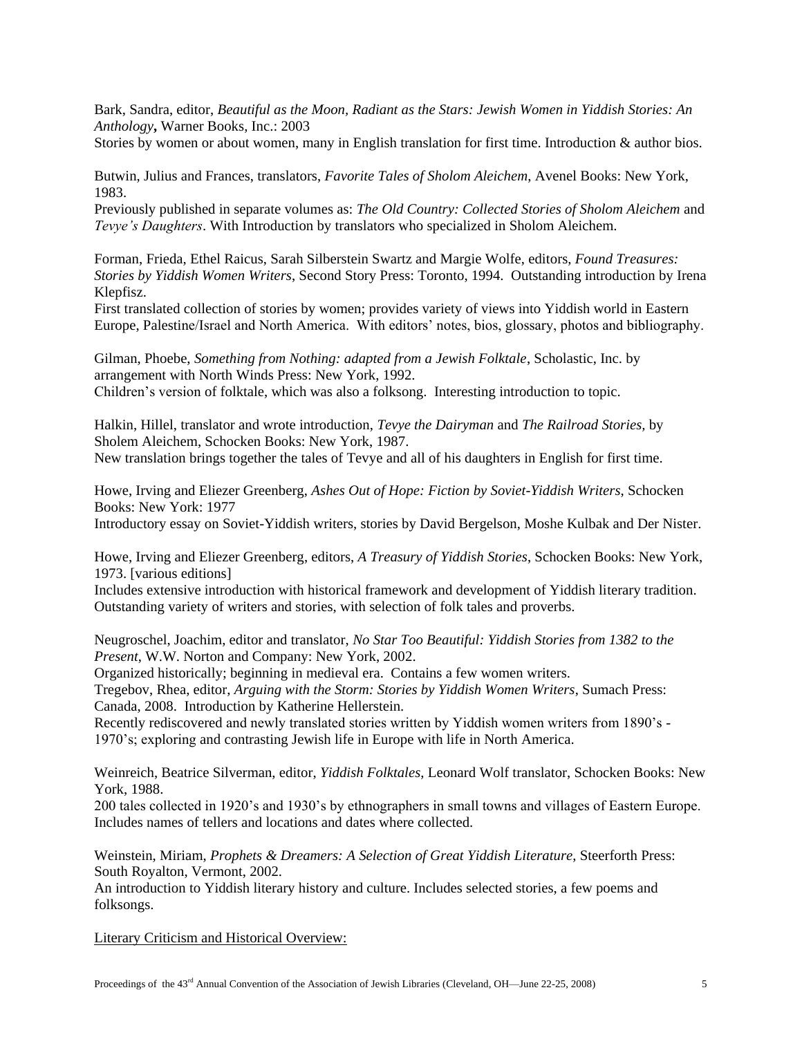Bark, Sandra, editor, *Beautiful as the Moon, Radiant as the Stars: Jewish Women in Yiddish Stories: An Anthology***,** Warner Books, Inc.: 2003
Stories by women or about women, many in English translation for first time. Introduction & author bios.

Butwin, Julius and Frances, translators, *Favorite Tales of Sholom Aleichem*, Avenel Books: New York, 1983.
Previously published in separate volumes as: *The Old Country: Collected Stories of Sholom Aleichem* and *Tevye's Daughters*. With Introduction by translators who specialized in Sholom Aleichem.

Forman, Frieda, Ethel Raicus, Sarah Silberstein Swartz and Margie Wolfe, editors, *Found Treasures: Stories by Yiddish Women Writers*, Second Story Press: Toronto, 1994. Outstanding introduction by Irena Klepfisz.
First translated collection of stories by women; provides variety of views into Yiddish world in Eastern Europe, Palestine/Israel and North America. With editors' notes, bios, glossary, photos and bibliography.

Gilman, Phoebe, *Something from Nothing: adapted from a Jewish Folktale*, Scholastic, Inc. by arrangement with North Winds Press: New York, 1992.
Children's version of folktale, which was also a folksong. Interesting introduction to topic.

Halkin, Hillel, translator and wrote introduction, *Tevye the Dairyman* and *The Railroad Stories,* by Sholem Aleichem, Schocken Books: New York, 1987.
New translation brings together the tales of Tevye and all of his daughters in English for first time.

Howe, Irving and Eliezer Greenberg, *Ashes Out of Hope: Fiction by Soviet-Yiddish Writers*, Schocken Books: New York: 1977
Introductory essay on Soviet-Yiddish writers, stories by David Bergelson, Moshe Kulbak and Der Nister.

Howe, Irving and Eliezer Greenberg, editors, *A Treasury of Yiddish Stories*, Schocken Books: New York, 1973. [various editions]
Includes extensive introduction with historical framework and development of Yiddish literary tradition. Outstanding variety of writers and stories, with selection of folk tales and proverbs.

Neugroschel, Joachim, editor and translator, *No Star Too Beautiful: Yiddish Stories from 1382 to the Present*, W.W. Norton and Company: New York, 2002.
Organized historically; beginning in medieval era. Contains a few women writers.
Tregebov, Rhea, editor, *Arguing with the Storm: Stories by Yiddish Women Writers*, Sumach Press: Canada, 2008. Introduction by Katherine Hellerstein.
Recently rediscovered and newly translated stories written by Yiddish women writers from 1890's - 1970's; exploring and contrasting Jewish life in Europe with life in North America.

Weinreich, Beatrice Silverman, editor, *Yiddish Folktales*, Leonard Wolf translator, Schocken Books: New York, 1988.
200 tales collected in 1920's and 1930's by ethnographers in small towns and villages of Eastern Europe. Includes names of tellers and locations and dates where collected.

Weinstein, Miriam, *Prophets & Dreamers: A Selection of Great Yiddish Literature*, Steerforth Press: South Royalton, Vermont, 2002.
An introduction to Yiddish literary history and culture. Includes selected stories, a few poems and folksongs.

<u>Literary Criticism and Historical Overview:</u>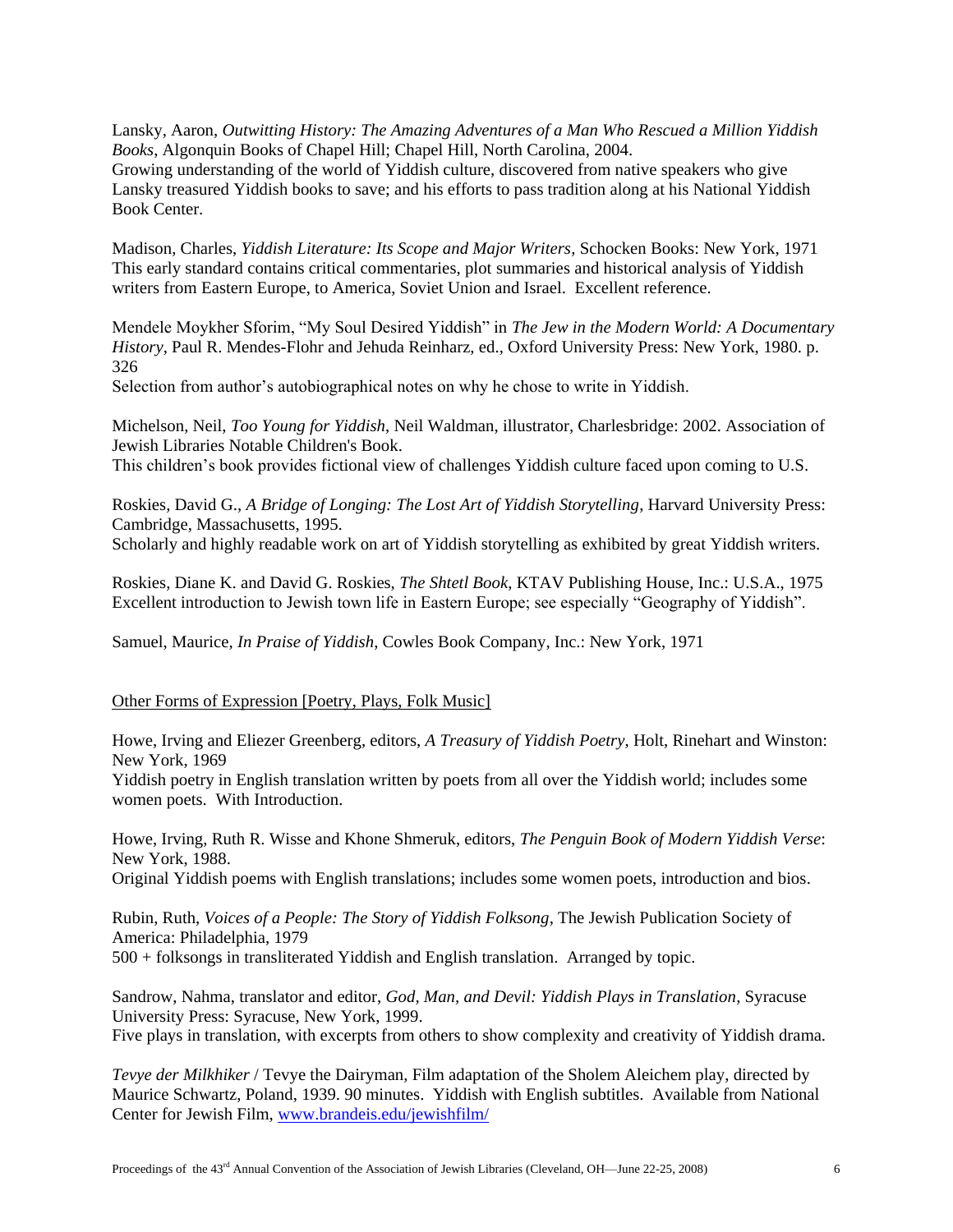Lansky, Aaron, *Outwitting History: The Amazing Adventures of a Man Who Rescued a Million Yiddish Books*, Algonquin Books of Chapel Hill; Chapel Hill, North Carolina, 2004.
Growing understanding of the world of Yiddish culture, discovered from native speakers who give Lansky treasured Yiddish books to save; and his efforts to pass tradition along at his National Yiddish Book Center.

Madison, Charles, *Yiddish Literature: Its Scope and Major Writers*, Schocken Books: New York, 1971
This early standard contains critical commentaries, plot summaries and historical analysis of Yiddish writers from Eastern Europe, to America, Soviet Union and Israel. Excellent reference.

Mendele Moykher Sforim, "My Soul Desired Yiddish" in *The Jew in the Modern World: A Documentary History*, Paul R. Mendes-Flohr and Jehuda Reinharz, ed., Oxford University Press: New York, 1980. p. 326
Selection from author's autobiographical notes on why he chose to write in Yiddish.

Michelson, Neil, *Too Young for Yiddish*, Neil Waldman, illustrator, Charlesbridge: 2002. Association of Jewish Libraries Notable Children's Book.
This children's book provides fictional view of challenges Yiddish culture faced upon coming to U.S.

Roskies, David G., *A Bridge of Longing: The Lost Art of Yiddish Storytelling*, Harvard University Press: Cambridge, Massachusetts, 1995.
Scholarly and highly readable work on art of Yiddish storytelling as exhibited by great Yiddish writers.

Roskies, Diane K. and David G. Roskies, *The Shtetl Book*, KTAV Publishing House, Inc.: U.S.A., 1975
Excellent introduction to Jewish town life in Eastern Europe; see especially "Geography of Yiddish".

Samuel, Maurice, *In Praise of Yiddish*, Cowles Book Company, Inc.: New York, 1971

<u>Other Forms of Expression [Poetry, Plays, Folk Music]</u>

Howe, Irving and Eliezer Greenberg, editors, *A Treasury of Yiddish Poetry*, Holt, Rinehart and Winston: New York, 1969
Yiddish poetry in English translation written by poets from all over the Yiddish world; includes some women poets. With Introduction.

Howe, Irving, Ruth R. Wisse and Khone Shmeruk, editors, *The Penguin Book of Modern Yiddish Verse*: New York, 1988.
Original Yiddish poems with English translations; includes some women poets, introduction and bios.

Rubin, Ruth, *Voices of a People: The Story of Yiddish Folksong*, The Jewish Publication Society of America: Philadelphia, 1979
500 + folksongs in transliterated Yiddish and English translation. Arranged by topic.

Sandrow, Nahma, translator and editor, *God, Man, and Devil: Yiddish Plays in Translation*, Syracuse University Press: Syracuse, New York, 1999.
Five plays in translation, with excerpts from others to show complexity and creativity of Yiddish drama.

*Tevye der Milkhiker* / Tevye the Dairyman, Film adaptation of the Sholem Aleichem play, directed by Maurice Schwartz, Poland, 1939. 90 minutes. Yiddish with English subtitles. Available from National Center for Jewish Film, www.brandeis.edu/jewishfilm/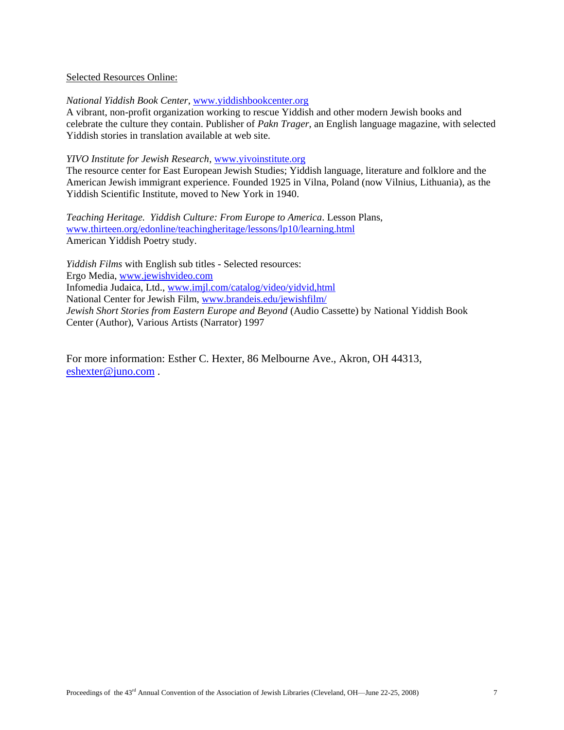Selected Resources Online:

*National Yiddish Book Center*, www.yiddishbookcenter.org
A vibrant, non-profit organization working to rescue Yiddish and other modern Jewish books and celebrate the culture they contain. Publisher of *Pakn Trager*, an English language magazine, with selected Yiddish stories in translation available at web site.

*YIVO Institute for Jewish Research*, www.yivoinstitute.org
The resource center for East European Jewish Studies; Yiddish language, literature and folklore and the American Jewish immigrant experience. Founded 1925 in Vilna, Poland (now Vilnius, Lithuania), as the Yiddish Scientific Institute, moved to New York in 1940.

*Teaching Heritage. Yiddish Culture: From Europe to America*. Lesson Plans, www.thirteen.org/edonline/teachingheritage/lessons/lp10/learning.html
American Yiddish Poetry study.

*Yiddish Films* with English sub titles - Selected resources:
Ergo Media, www.jewishvideo.com
Infomedia Judaica, Ltd., www.imjl.com/catalog/video/yidvid,html
National Center for Jewish Film, www.brandeis.edu/jewishfilm/
*Jewish Short Stories from Eastern Europe and Beyond* (Audio Cassette) by National Yiddish Book Center (Author), Various Artists (Narrator) 1997

For more information: Esther C. Hexter, 86 Melbourne Ave., Akron, OH 44313, eshexter@juno.com .